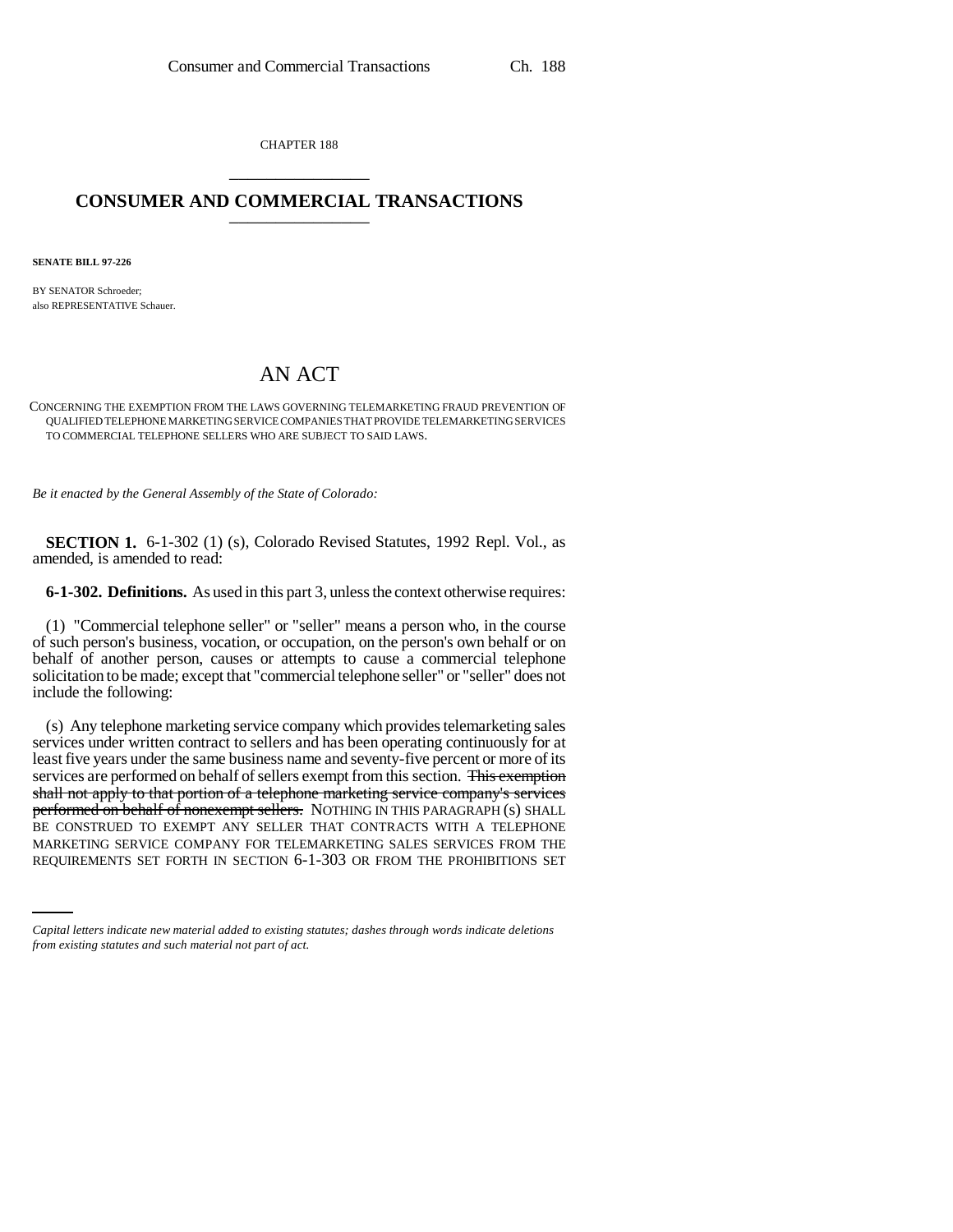CHAPTER 188

# CONSUMER AND COMMERCIAL TRANSACTIONS

**SENATE BILL 97-226**

BY SENATOR Schroeder;
also REPRESENTATIVE Schauer.

# AN ACT

CONCERNING THE EXEMPTION FROM THE LAWS GOVERNING TELEMARKETING FRAUD PREVENTION OF QUALIFIED TELEPHONE MARKETING SERVICE COMPANIES THAT PROVIDE TELEMARKETING SERVICES TO COMMERCIAL TELEPHONE SELLERS WHO ARE SUBJECT TO SAID LAWS.

*Be it enacted by the General Assembly of the State of Colorado:*

**SECTION 1.** 6-1-302 (1) (s), Colorado Revised Statutes, 1992 Repl. Vol., as amended, is amended to read:

**6-1-302. Definitions.** As used in this part 3, unless the context otherwise requires:

(1) "Commercial telephone seller" or "seller" means a person who, in the course of such person's business, vocation, or occupation, on the person's own behalf or on behalf of another person, causes or attempts to cause a commercial telephone solicitation to be made; except that "commercial telephone seller" or "seller" does not include the following:

(s) Any telephone marketing service company which provides telemarketing sales services under written contract to sellers and has been operating continuously for at least five years under the same business name and seventy-five percent or more of its services are performed on behalf of sellers exempt from this section. ~~This exemption shall not apply to that portion of a telephone marketing service company's services performed on behalf of nonexempt sellers.~~ NOTHING IN THIS PARAGRAPH (s) SHALL BE CONSTRUED TO EXEMPT ANY SELLER THAT CONTRACTS WITH A TELEPHONE MARKETING SERVICE COMPANY FOR TELEMARKETING SALES SERVICES FROM THE REQUIREMENTS SET FORTH IN SECTION 6-1-303 OR FROM THE PROHIBITIONS SET

*Capital letters indicate new material added to existing statutes; dashes through words indicate deletions from existing statutes and such material not part of act.*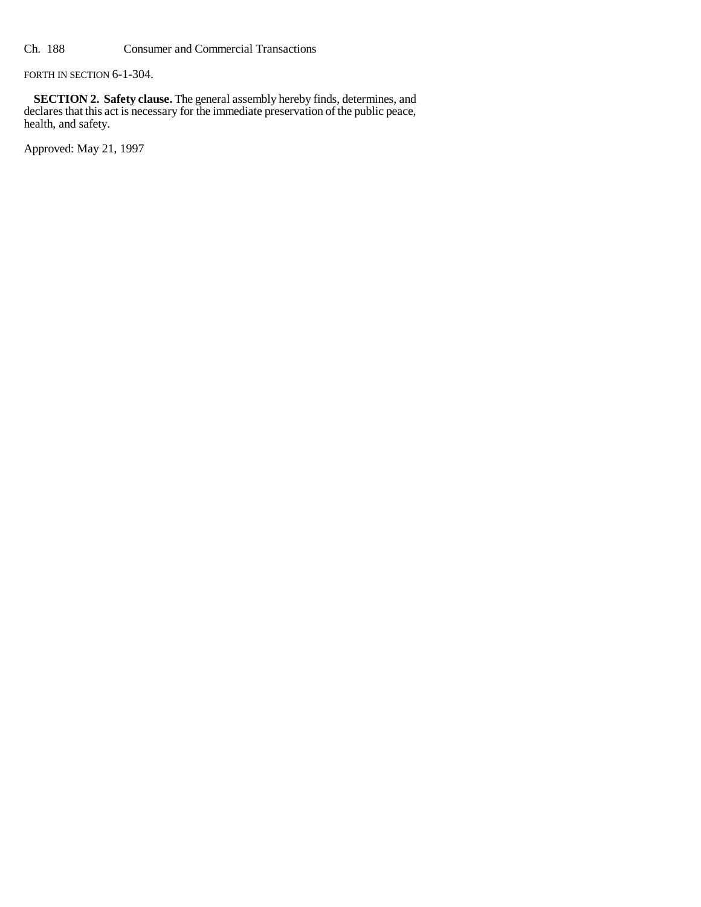FORTH IN SECTION 6-1-304.

**SECTION 2. Safety clause.** The general assembly hereby finds, determines, and declares that this act is necessary for the immediate preservation of the public peace, health, and safety.

Approved: May 21, 1997